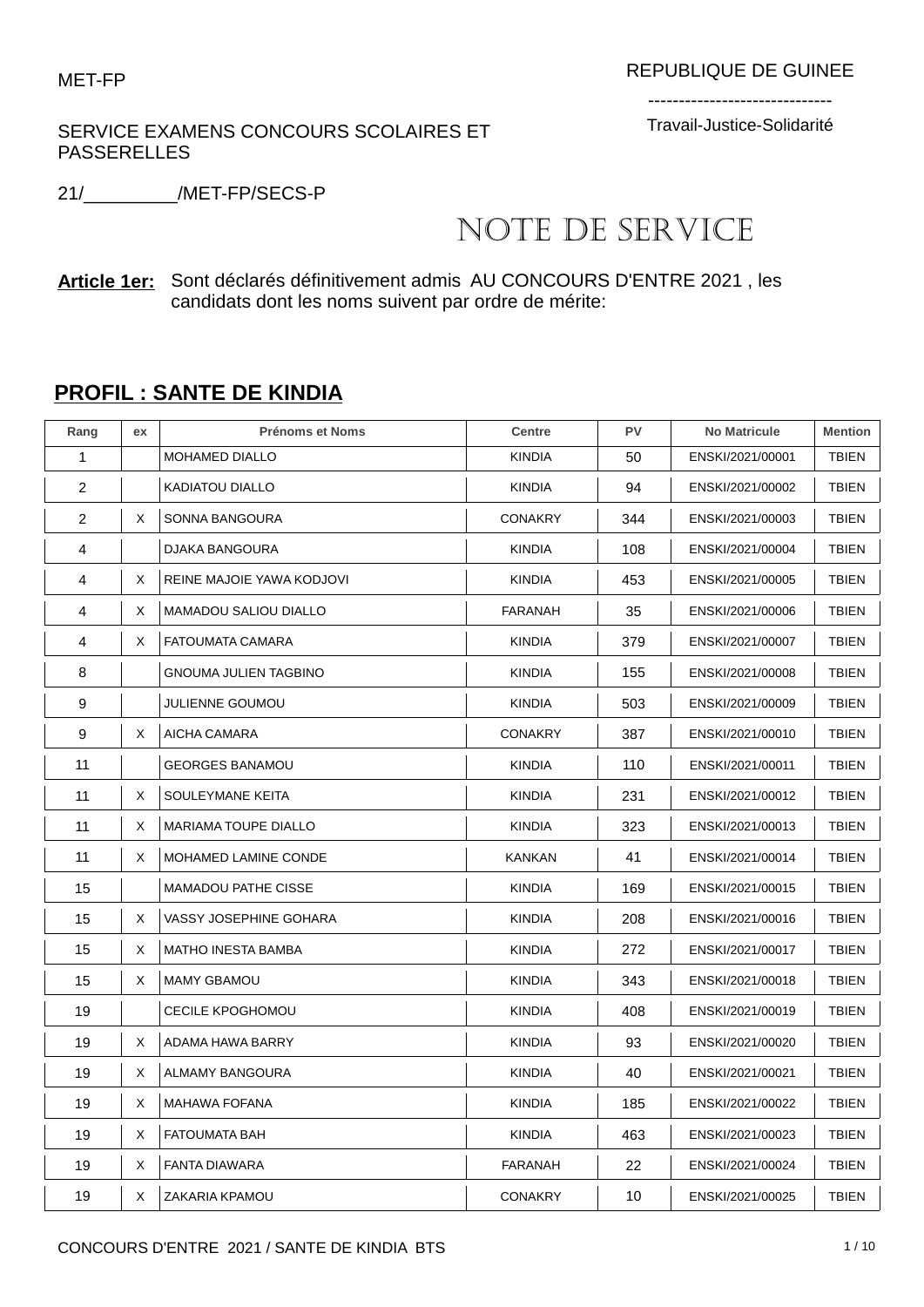MET-FP

REPUBLIQUE DE GUINEE

------------------------------

Travail-Justice-Solidarité

SERVICE EXAMENS CONCOURS SCOLAIRES ET PASSERELLES

21/_________/MET-FP/SECS-P

# NOTE DE SERVICE

**Article 1er:** Sont déclarés définitivement admis AU CONCOURS D'ENTRE 2021 , les candidats dont les noms suivent par ordre de mérite:

## PROFIL : SANTE DE KINDIA

| Rang | ex | Prénoms et Noms | Centre | PV | No Matricule | Mention |
|---|---|---|---|---|---|---|
| 1 | | MOHAMED DIALLO | KINDIA | 50 | ENSKI/2021/00001 | TBIEN |
| 2 | | KADIATOU DIALLO | KINDIA | 94 | ENSKI/2021/00002 | TBIEN |
| 2 | X | SONNA BANGOURA | CONAKRY | 344 | ENSKI/2021/00003 | TBIEN |
| 4 | | DJAKA BANGOURA | KINDIA | 108 | ENSKI/2021/00004 | TBIEN |
| 4 | X | REINE MAJOIE YAWA KODJOVI | KINDIA | 453 | ENSKI/2021/00005 | TBIEN |
| 4 | X | MAMADOU SALIOU DIALLO | FARANAH | 35 | ENSKI/2021/00006 | TBIEN |
| 4 | X | FATOUMATA CAMARA | KINDIA | 379 | ENSKI/2021/00007 | TBIEN |
| 8 | | GNOUMA JULIEN TAGBINO | KINDIA | 155 | ENSKI/2021/00008 | TBIEN |
| 9 | | JULIENNE GOUMOU | KINDIA | 503 | ENSKI/2021/00009 | TBIEN |
| 9 | X | AICHA CAMARA | CONAKRY | 387 | ENSKI/2021/00010 | TBIEN |
| 11 | | GEORGES BANAMOU | KINDIA | 110 | ENSKI/2021/00011 | TBIEN |
| 11 | X | SOULEYMANE KEITA | KINDIA | 231 | ENSKI/2021/00012 | TBIEN |
| 11 | X | MARIAMA TOUPE DIALLO | KINDIA | 323 | ENSKI/2021/00013 | TBIEN |
| 11 | X | MOHAMED LAMINE CONDE | KANKAN | 41 | ENSKI/2021/00014 | TBIEN |
| 15 | | MAMADOU PATHE CISSE | KINDIA | 169 | ENSKI/2021/00015 | TBIEN |
| 15 | X | VASSY JOSEPHINE GOHARA | KINDIA | 208 | ENSKI/2021/00016 | TBIEN |
| 15 | X | MATHO INESTA BAMBA | KINDIA | 272 | ENSKI/2021/00017 | TBIEN |
| 15 | X | MAMY GBAMOU | KINDIA | 343 | ENSKI/2021/00018 | TBIEN |
| 19 | | CECILE KPOGHOMOU | KINDIA | 408 | ENSKI/2021/00019 | TBIEN |
| 19 | X | ADAMA HAWA BARRY | KINDIA | 93 | ENSKI/2021/00020 | TBIEN |
| 19 | X | ALMAMY BANGOURA | KINDIA | 40 | ENSKI/2021/00021 | TBIEN |
| 19 | X | MAHAWA FOFANA | KINDIA | 185 | ENSKI/2021/00022 | TBIEN |
| 19 | X | FATOUMATA BAH | KINDIA | 463 | ENSKI/2021/00023 | TBIEN |
| 19 | X | FANTA DIAWARA | FARANAH | 22 | ENSKI/2021/00024 | TBIEN |
| 19 | X | ZAKARIA KPAMOU | CONAKRY | 10 | ENSKI/2021/00025 | TBIEN |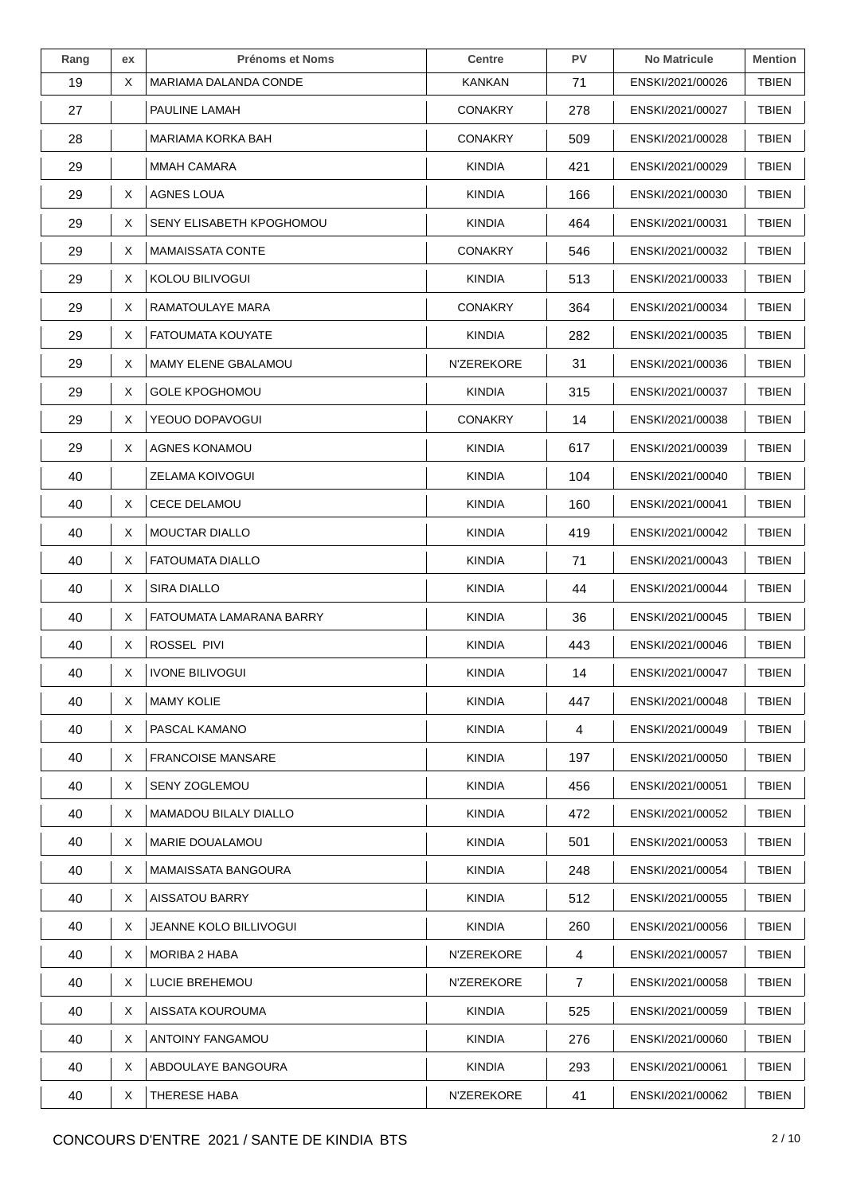| Rang | ex | Prénoms et Noms | Centre | PV | No Matricule | Mention |
| --- | --- | --- | --- | --- | --- | --- |
| 19 | X | MARIAMA DALANDA CONDE | KANKAN | 71 | ENSKI/2021/00026 | TBIEN |
| 27 | | PAULINE LAMAH | CONAKRY | 278 | ENSKI/2021/00027 | TBIEN |
| 28 | | MARIAMA KORKA BAH | CONAKRY | 509 | ENSKI/2021/00028 | TBIEN |
| 29 | | MMAH CAMARA | KINDIA | 421 | ENSKI/2021/00029 | TBIEN |
| 29 | X | AGNES LOUA | KINDIA | 166 | ENSKI/2021/00030 | TBIEN |
| 29 | X | SENY ELISABETH KPOGHOMOU | KINDIA | 464 | ENSKI/2021/00031 | TBIEN |
| 29 | X | MAMAISSATA CONTE | CONAKRY | 546 | ENSKI/2021/00032 | TBIEN |
| 29 | X | KOLOU BILIVOGUI | KINDIA | 513 | ENSKI/2021/00033 | TBIEN |
| 29 | X | RAMATOULAYE MARA | CONAKRY | 364 | ENSKI/2021/00034 | TBIEN |
| 29 | X | FATOUMATA KOUYATE | KINDIA | 282 | ENSKI/2021/00035 | TBIEN |
| 29 | X | MAMY ELENE GBALAMOU | N'ZEREKORE | 31 | ENSKI/2021/00036 | TBIEN |
| 29 | X | GOLE KPOGHOMOU | KINDIA | 315 | ENSKI/2021/00037 | TBIEN |
| 29 | X | YEOUO DOPAVOGUI | CONAKRY | 14 | ENSKI/2021/00038 | TBIEN |
| 29 | X | AGNES KONAMOU | KINDIA | 617 | ENSKI/2021/00039 | TBIEN |
| 40 | | ZELAMA KOIVOGUI | KINDIA | 104 | ENSKI/2021/00040 | TBIEN |
| 40 | X | CECE DELAMOU | KINDIA | 160 | ENSKI/2021/00041 | TBIEN |
| 40 | X | MOUCTAR DIALLO | KINDIA | 419 | ENSKI/2021/00042 | TBIEN |
| 40 | X | FATOUMATA DIALLO | KINDIA | 71 | ENSKI/2021/00043 | TBIEN |
| 40 | X | SIRA DIALLO | KINDIA | 44 | ENSKI/2021/00044 | TBIEN |
| 40 | X | FATOUMATA LAMARANA BARRY | KINDIA | 36 | ENSKI/2021/00045 | TBIEN |
| 40 | X | ROSSEL PIVI | KINDIA | 443 | ENSKI/2021/00046 | TBIEN |
| 40 | X | IVONE BILIVOGUI | KINDIA | 14 | ENSKI/2021/00047 | TBIEN |
| 40 | X | MAMY KOLIE | KINDIA | 447 | ENSKI/2021/00048 | TBIEN |
| 40 | X | PASCAL KAMANO | KINDIA | 4 | ENSKI/2021/00049 | TBIEN |
| 40 | X | FRANCOISE MANSARE | KINDIA | 197 | ENSKI/2021/00050 | TBIEN |
| 40 | X | SENY ZOGLEMOU | KINDIA | 456 | ENSKI/2021/00051 | TBIEN |
| 40 | X | MAMADOU BILALY DIALLO | KINDIA | 472 | ENSKI/2021/00052 | TBIEN |
| 40 | X | MARIE DOUALAMOU | KINDIA | 501 | ENSKI/2021/00053 | TBIEN |
| 40 | X | MAMAISSATA BANGOURA | KINDIA | 248 | ENSKI/2021/00054 | TBIEN |
| 40 | X | AISSATOU BARRY | KINDIA | 512 | ENSKI/2021/00055 | TBIEN |
| 40 | X | JEANNE KOLO BILLIVOGUI | KINDIA | 260 | ENSKI/2021/00056 | TBIEN |
| 40 | X | MORIBA 2 HABA | N'ZEREKORE | 4 | ENSKI/2021/00057 | TBIEN |
| 40 | X | LUCIE BREHEMOU | N'ZEREKORE | 7 | ENSKI/2021/00058 | TBIEN |
| 40 | X | AISSATA KOUROUMA | KINDIA | 525 | ENSKI/2021/00059 | TBIEN |
| 40 | X | ANTOINY FANGAMOU | KINDIA | 276 | ENSKI/2021/00060 | TBIEN |
| 40 | X | ABDOULAYE BANGOURA | KINDIA | 293 | ENSKI/2021/00061 | TBIEN |
| 40 | X | THERESE HABA | N'ZEREKORE | 41 | ENSKI/2021/00062 | TBIEN |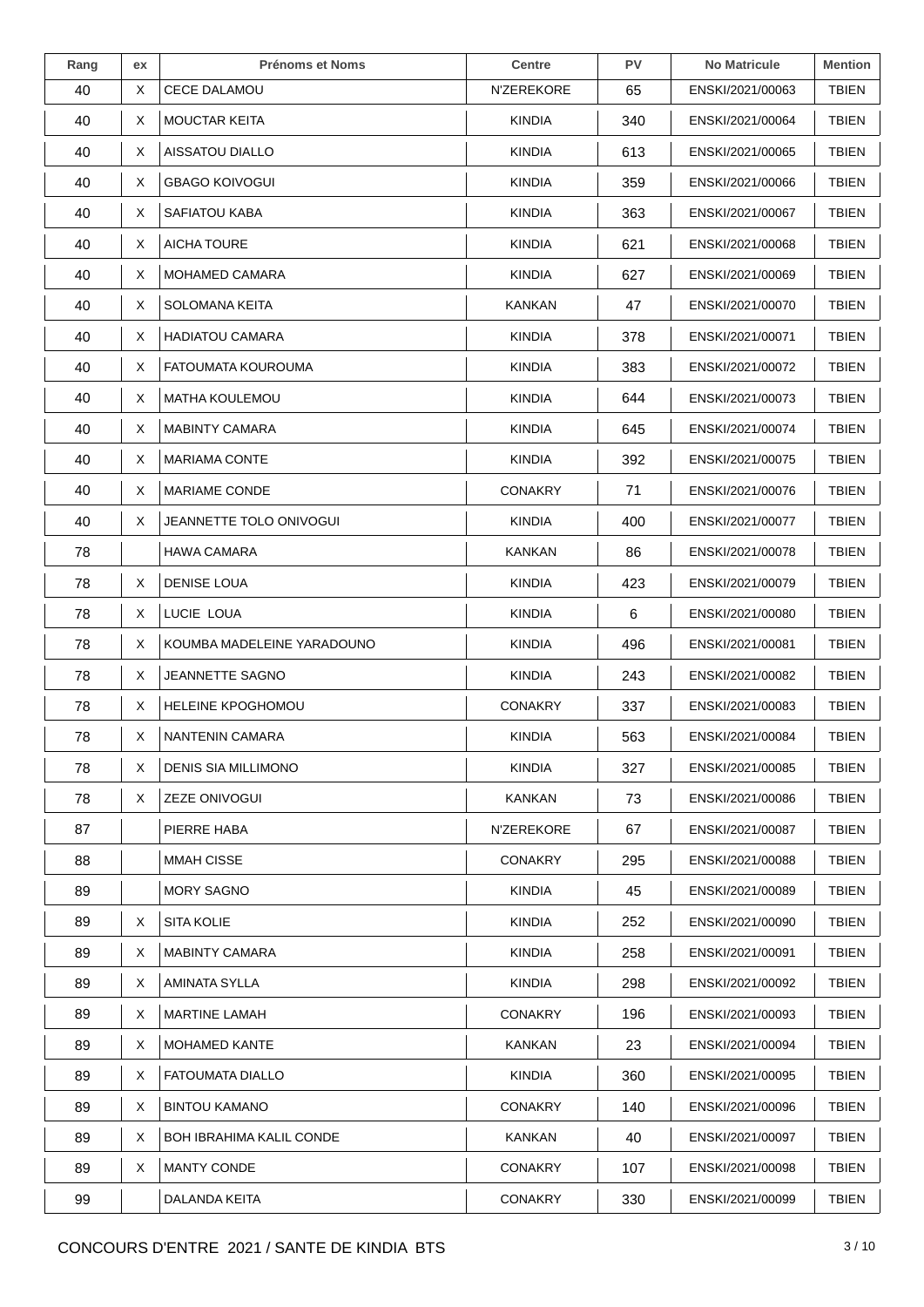| Rang | ex | Prénoms et Noms | Centre | PV | No Matricule | Mention |
|---|---|---|---|---|---|---|
| 40 | X | CECE DALAMOU | N'ZEREKORE | 65 | ENSKI/2021/00063 | TBIEN |
| 40 | X | MOUCTAR KEITA | KINDIA | 340 | ENSKI/2021/00064 | TBIEN |
| 40 | X | AISSATOU DIALLO | KINDIA | 613 | ENSKI/2021/00065 | TBIEN |
| 40 | X | GBAGO KOIVOGUI | KINDIA | 359 | ENSKI/2021/00066 | TBIEN |
| 40 | X | SAFIATOU KABA | KINDIA | 363 | ENSKI/2021/00067 | TBIEN |
| 40 | X | AICHA TOURE | KINDIA | 621 | ENSKI/2021/00068 | TBIEN |
| 40 | X | MOHAMED CAMARA | KINDIA | 627 | ENSKI/2021/00069 | TBIEN |
| 40 | X | SOLOMANA KEITA | KANKAN | 47 | ENSKI/2021/00070 | TBIEN |
| 40 | X | HADIATOU CAMARA | KINDIA | 378 | ENSKI/2021/00071 | TBIEN |
| 40 | X | FATOUMATA KOUROUMA | KINDIA | 383 | ENSKI/2021/00072 | TBIEN |
| 40 | X | MATHA KOULEMOU | KINDIA | 644 | ENSKI/2021/00073 | TBIEN |
| 40 | X | MABINTY CAMARA | KINDIA | 645 | ENSKI/2021/00074 | TBIEN |
| 40 | X | MARIAMA CONTE | KINDIA | 392 | ENSKI/2021/00075 | TBIEN |
| 40 | X | MARIAME CONDE | CONAKRY | 71 | ENSKI/2021/00076 | TBIEN |
| 40 | X | JEANNETTE TOLO ONIVOGUI | KINDIA | 400 | ENSKI/2021/00077 | TBIEN |
| 78 | | HAWA CAMARA | KANKAN | 86 | ENSKI/2021/00078 | TBIEN |
| 78 | X | DENISE LOUA | KINDIA | 423 | ENSKI/2021/00079 | TBIEN |
| 78 | X | LUCIE LOUA | KINDIA | 6 | ENSKI/2021/00080 | TBIEN |
| 78 | X | KOUMBA MADELEINE YARADOUNO | KINDIA | 496 | ENSKI/2021/00081 | TBIEN |
| 78 | X | JEANNETTE SAGNO | KINDIA | 243 | ENSKI/2021/00082 | TBIEN |
| 78 | X | HELEINE KPOGHOMOU | CONAKRY | 337 | ENSKI/2021/00083 | TBIEN |
| 78 | X | NANTENIN CAMARA | KINDIA | 563 | ENSKI/2021/00084 | TBIEN |
| 78 | X | DENIS SIA MILLIMONO | KINDIA | 327 | ENSKI/2021/00085 | TBIEN |
| 78 | X | ZEZE ONIVOGUI | KANKAN | 73 | ENSKI/2021/00086 | TBIEN |
| 87 | | PIERRE HABA | N'ZEREKORE | 67 | ENSKI/2021/00087 | TBIEN |
| 88 | | MMAH CISSE | CONAKRY | 295 | ENSKI/2021/00088 | TBIEN |
| 89 | | MORY SAGNO | KINDIA | 45 | ENSKI/2021/00089 | TBIEN |
| 89 | X | SITA KOLIE | KINDIA | 252 | ENSKI/2021/00090 | TBIEN |
| 89 | X | MABINTY CAMARA | KINDIA | 258 | ENSKI/2021/00091 | TBIEN |
| 89 | X | AMINATA SYLLA | KINDIA | 298 | ENSKI/2021/00092 | TBIEN |
| 89 | X | MARTINE LAMAH | CONAKRY | 196 | ENSKI/2021/00093 | TBIEN |
| 89 | X | MOHAMED KANTE | KANKAN | 23 | ENSKI/2021/00094 | TBIEN |
| 89 | X | FATOUMATA DIALLO | KINDIA | 360 | ENSKI/2021/00095 | TBIEN |
| 89 | X | BINTOU KAMANO | CONAKRY | 140 | ENSKI/2021/00096 | TBIEN |
| 89 | X | BOH IBRAHIMA KALIL CONDE | KANKAN | 40 | ENSKI/2021/00097 | TBIEN |
| 89 | X | MANTY CONDE | CONAKRY | 107 | ENSKI/2021/00098 | TBIEN |
| 99 | | DALANDA KEITA | CONAKRY | 330 | ENSKI/2021/00099 | TBIEN |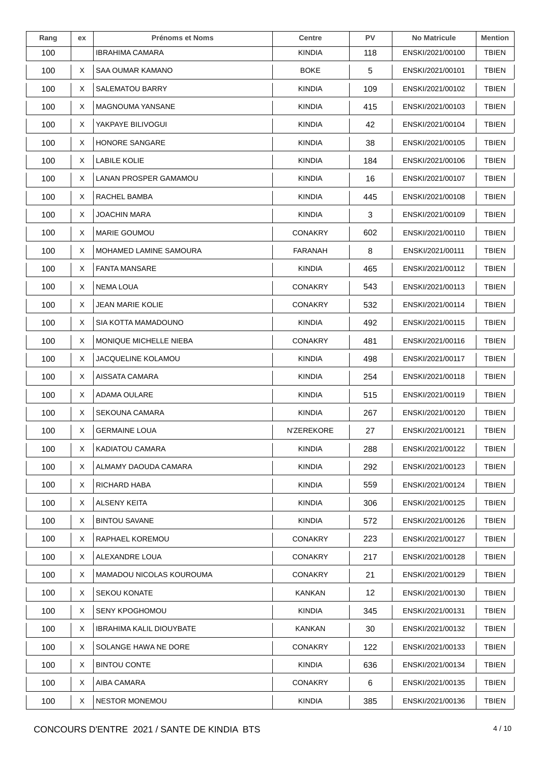| Rang | ex | Prénoms et Noms | Centre | PV | No Matricule | Mention |
| --- | --- | --- | --- | --- | --- | --- |
| 100 | | IBRAHIMA CAMARA | KINDIA | 118 | ENSKI/2021/00100 | TBIEN |
| 100 | X | SAA OUMAR KAMANO | BOKE | 5 | ENSKI/2021/00101 | TBIEN |
| 100 | X | SALEMATOU BARRY | KINDIA | 109 | ENSKI/2021/00102 | TBIEN |
| 100 | X | MAGNOUMA YANSANE | KINDIA | 415 | ENSKI/2021/00103 | TBIEN |
| 100 | X | YAKPAYE BILIVOGUI | KINDIA | 42 | ENSKI/2021/00104 | TBIEN |
| 100 | X | HONORE SANGARE | KINDIA | 38 | ENSKI/2021/00105 | TBIEN |
| 100 | X | LABILE KOLIE | KINDIA | 184 | ENSKI/2021/00106 | TBIEN |
| 100 | X | LANAN PROSPER GAMAMOU | KINDIA | 16 | ENSKI/2021/00107 | TBIEN |
| 100 | X | RACHEL BAMBA | KINDIA | 445 | ENSKI/2021/00108 | TBIEN |
| 100 | X | JOACHIN MARA | KINDIA | 3 | ENSKI/2021/00109 | TBIEN |
| 100 | X | MARIE GOUMOU | CONAKRY | 602 | ENSKI/2021/00110 | TBIEN |
| 100 | X | MOHAMED LAMINE SAMOURA | FARANAH | 8 | ENSKI/2021/00111 | TBIEN |
| 100 | X | FANTA MANSARE | KINDIA | 465 | ENSKI/2021/00112 | TBIEN |
| 100 | X | NEMA LOUA | CONAKRY | 543 | ENSKI/2021/00113 | TBIEN |
| 100 | X | JEAN MARIE KOLIE | CONAKRY | 532 | ENSKI/2021/00114 | TBIEN |
| 100 | X | SIA KOTTA MAMADOUNO | KINDIA | 492 | ENSKI/2021/00115 | TBIEN |
| 100 | X | MONIQUE MICHELLE NIEBA | CONAKRY | 481 | ENSKI/2021/00116 | TBIEN |
| 100 | X | JACQUELINE KOLAMOU | KINDIA | 498 | ENSKI/2021/00117 | TBIEN |
| 100 | X | AISSATA CAMARA | KINDIA | 254 | ENSKI/2021/00118 | TBIEN |
| 100 | X | ADAMA OULARE | KINDIA | 515 | ENSKI/2021/00119 | TBIEN |
| 100 | X | SEKOUNA CAMARA | KINDIA | 267 | ENSKI/2021/00120 | TBIEN |
| 100 | X | GERMAINE LOUA | N'ZEREKORE | 27 | ENSKI/2021/00121 | TBIEN |
| 100 | X | KADIATOU CAMARA | KINDIA | 288 | ENSKI/2021/00122 | TBIEN |
| 100 | X | ALMAMY DAOUDA CAMARA | KINDIA | 292 | ENSKI/2021/00123 | TBIEN |
| 100 | X | RICHARD HABA | KINDIA | 559 | ENSKI/2021/00124 | TBIEN |
| 100 | X | ALSENY KEITA | KINDIA | 306 | ENSKI/2021/00125 | TBIEN |
| 100 | X | BINTOU SAVANE | KINDIA | 572 | ENSKI/2021/00126 | TBIEN |
| 100 | X | RAPHAEL KOREMOU | CONAKRY | 223 | ENSKI/2021/00127 | TBIEN |
| 100 | X | ALEXANDRE LOUA | CONAKRY | 217 | ENSKI/2021/00128 | TBIEN |
| 100 | X | MAMADOU NICOLAS KOUROUMA | CONAKRY | 21 | ENSKI/2021/00129 | TBIEN |
| 100 | X | SEKOU KONATE | KANKAN | 12 | ENSKI/2021/00130 | TBIEN |
| 100 | X | SENY KPOGHOMOU | KINDIA | 345 | ENSKI/2021/00131 | TBIEN |
| 100 | X | IBRAHIMA KALIL DIOUYBATE | KANKAN | 30 | ENSKI/2021/00132 | TBIEN |
| 100 | X | SOLANGE HAWA NE DORE | CONAKRY | 122 | ENSKI/2021/00133 | TBIEN |
| 100 | X | BINTOU CONTE | KINDIA | 636 | ENSKI/2021/00134 | TBIEN |
| 100 | X | AIBA CAMARA | CONAKRY | 6 | ENSKI/2021/00135 | TBIEN |
| 100 | X | NESTOR MONEMOU | KINDIA | 385 | ENSKI/2021/00136 | TBIEN |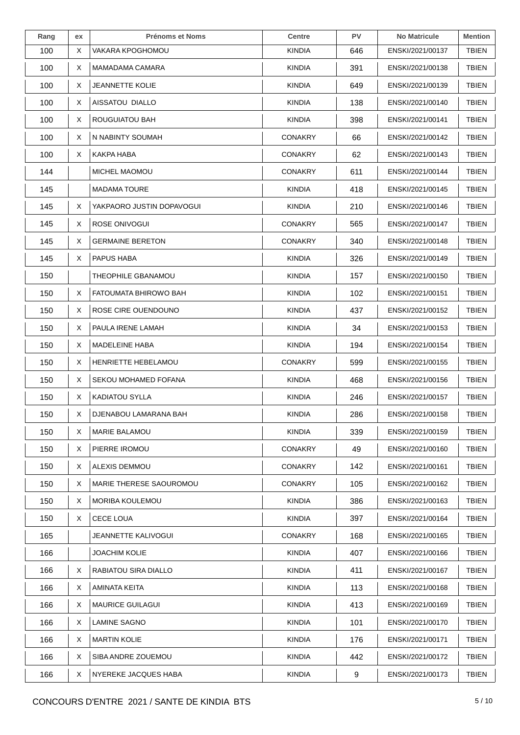| Rang | ex | Prénoms et Noms | Centre | PV | No Matricule | Mention |
|---|---|---|---|---|---|---|
| 100 | X | VAKARA KPOGHOMOU | KINDIA | 646 | ENSKI/2021/00137 | TBIEN |
| 100 | X | MAMADAMA CAMARA | KINDIA | 391 | ENSKI/2021/00138 | TBIEN |
| 100 | X | JEANNETTE KOLIE | KINDIA | 649 | ENSKI/2021/00139 | TBIEN |
| 100 | X | AISSATOU DIALLO | KINDIA | 138 | ENSKI/2021/00140 | TBIEN |
| 100 | X | ROUGUIATOU BAH | KINDIA | 398 | ENSKI/2021/00141 | TBIEN |
| 100 | X | N NABINTY SOUMAH | CONAKRY | 66 | ENSKI/2021/00142 | TBIEN |
| 100 | X | KAKPA HABA | CONAKRY | 62 | ENSKI/2021/00143 | TBIEN |
| 144 | | MICHEL MAOMOU | CONAKRY | 611 | ENSKI/2021/00144 | TBIEN |
| 145 | | MADAMA TOURE | KINDIA | 418 | ENSKI/2021/00145 | TBIEN |
| 145 | X | YAKPAORO JUSTIN DOPAVOGUI | KINDIA | 210 | ENSKI/2021/00146 | TBIEN |
| 145 | X | ROSE ONIVOGUI | CONAKRY | 565 | ENSKI/2021/00147 | TBIEN |
| 145 | X | GERMAINE BERETON | CONAKRY | 340 | ENSKI/2021/00148 | TBIEN |
| 145 | X | PAPUS HABA | KINDIA | 326 | ENSKI/2021/00149 | TBIEN |
| 150 | | THEOPHILE GBANAMOU | KINDIA | 157 | ENSKI/2021/00150 | TBIEN |
| 150 | X | FATOUMATA BHIROWO BAH | KINDIA | 102 | ENSKI/2021/00151 | TBIEN |
| 150 | X | ROSE CIRE OUENDOUNO | KINDIA | 437 | ENSKI/2021/00152 | TBIEN |
| 150 | X | PAULA IRENE LAMAH | KINDIA | 34 | ENSKI/2021/00153 | TBIEN |
| 150 | X | MADELEINE HABA | KINDIA | 194 | ENSKI/2021/00154 | TBIEN |
| 150 | X | HENRIETTE HEBELAMOU | CONAKRY | 599 | ENSKI/2021/00155 | TBIEN |
| 150 | X | SEKOU MOHAMED FOFANA | KINDIA | 468 | ENSKI/2021/00156 | TBIEN |
| 150 | X | KADIATOU SYLLA | KINDIA | 246 | ENSKI/2021/00157 | TBIEN |
| 150 | X | DJENABOU LAMARANA BAH | KINDIA | 286 | ENSKI/2021/00158 | TBIEN |
| 150 | X | MARIE BALAMOU | KINDIA | 339 | ENSKI/2021/00159 | TBIEN |
| 150 | X | PIERRE IROMOU | CONAKRY | 49 | ENSKI/2021/00160 | TBIEN |
| 150 | X | ALEXIS DEMMOU | CONAKRY | 142 | ENSKI/2021/00161 | TBIEN |
| 150 | X | MARIE THERESE SAOUROMOU | CONAKRY | 105 | ENSKI/2021/00162 | TBIEN |
| 150 | X | MORIBA KOULEMOU | KINDIA | 386 | ENSKI/2021/00163 | TBIEN |
| 150 | X | CECE LOUA | KINDIA | 397 | ENSKI/2021/00164 | TBIEN |
| 165 | | JEANNETTE KALIVOGUI | CONAKRY | 168 | ENSKI/2021/00165 | TBIEN |
| 166 | | JOACHIM KOLIE | KINDIA | 407 | ENSKI/2021/00166 | TBIEN |
| 166 | X | RABIATOU SIRA DIALLO | KINDIA | 411 | ENSKI/2021/00167 | TBIEN |
| 166 | X | AMINATA KEITA | KINDIA | 113 | ENSKI/2021/00168 | TBIEN |
| 166 | X | MAURICE GUILAGUI | KINDIA | 413 | ENSKI/2021/00169 | TBIEN |
| 166 | X | LAMINE SAGNO | KINDIA | 101 | ENSKI/2021/00170 | TBIEN |
| 166 | X | MARTIN KOLIE | KINDIA | 176 | ENSKI/2021/00171 | TBIEN |
| 166 | X | SIBA ANDRE ZOUEMOU | KINDIA | 442 | ENSKI/2021/00172 | TBIEN |
| 166 | X | NYEREKE JACQUES HABA | KINDIA | 9 | ENSKI/2021/00173 | TBIEN |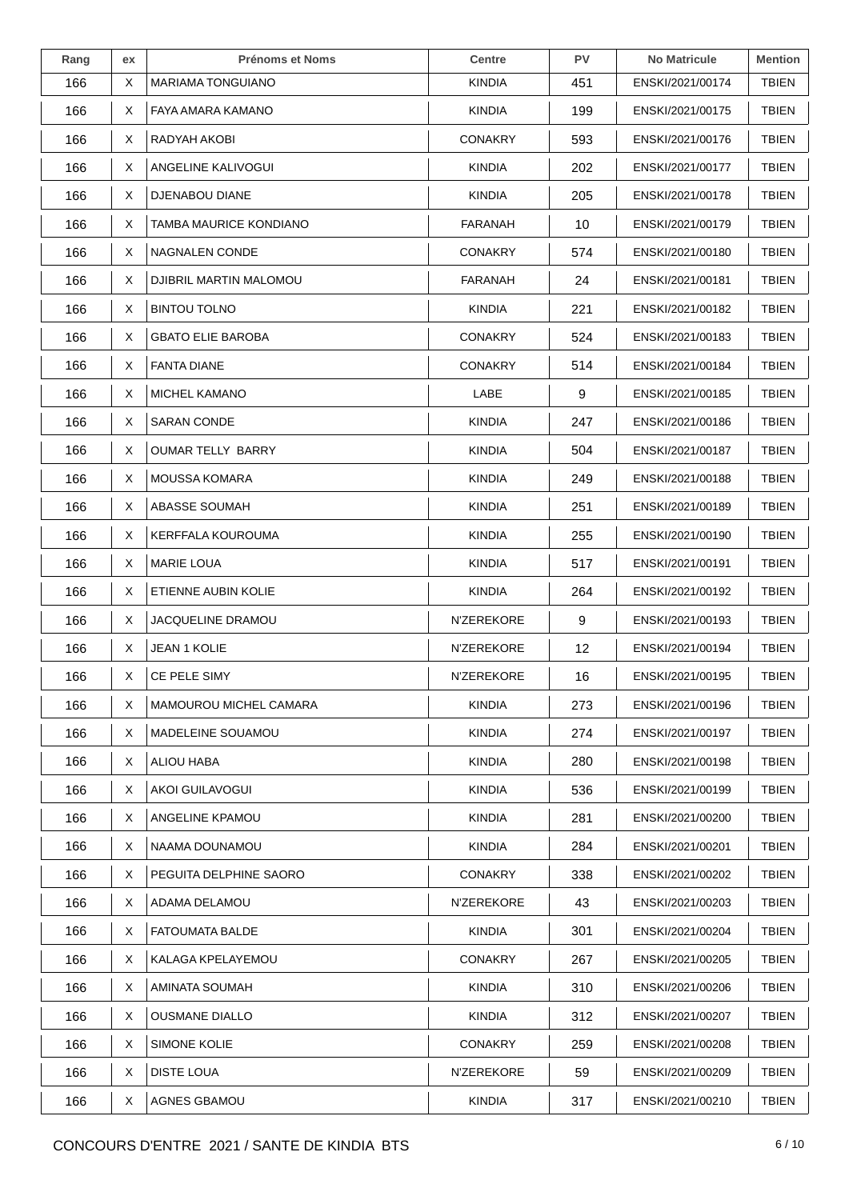| Rang | ex | Prénoms et Noms | Centre | PV | No Matricule | Mention |
|---|---|---|---|---|---|---|
| 166 | X | MARIAMA TONGUIANO | KINDIA | 451 | ENSKI/2021/00174 | TBIEN |
| 166 | X | FAYA AMARA KAMANO | KINDIA | 199 | ENSKI/2021/00175 | TBIEN |
| 166 | X | RADYAH AKOBI | CONAKRY | 593 | ENSKI/2021/00176 | TBIEN |
| 166 | X | ANGELINE KALIVOGUI | KINDIA | 202 | ENSKI/2021/00177 | TBIEN |
| 166 | X | DJENABOU DIANE | KINDIA | 205 | ENSKI/2021/00178 | TBIEN |
| 166 | X | TAMBA MAURICE KONDIANO | FARANAH | 10 | ENSKI/2021/00179 | TBIEN |
| 166 | X | NAGNALEN CONDE | CONAKRY | 574 | ENSKI/2021/00180 | TBIEN |
| 166 | X | DJIBRIL MARTIN MALOMOU | FARANAH | 24 | ENSKI/2021/00181 | TBIEN |
| 166 | X | BINTOU TOLNO | KINDIA | 221 | ENSKI/2021/00182 | TBIEN |
| 166 | X | GBATO ELIE BAROBA | CONAKRY | 524 | ENSKI/2021/00183 | TBIEN |
| 166 | X | FANTA DIANE | CONAKRY | 514 | ENSKI/2021/00184 | TBIEN |
| 166 | X | MICHEL KAMANO | LABE | 9 | ENSKI/2021/00185 | TBIEN |
| 166 | X | SARAN CONDE | KINDIA | 247 | ENSKI/2021/00186 | TBIEN |
| 166 | X | OUMAR TELLY BARRY | KINDIA | 504 | ENSKI/2021/00187 | TBIEN |
| 166 | X | MOUSSA KOMARA | KINDIA | 249 | ENSKI/2021/00188 | TBIEN |
| 166 | X | ABASSE SOUMAH | KINDIA | 251 | ENSKI/2021/00189 | TBIEN |
| 166 | X | KERFFALA KOUROUMA | KINDIA | 255 | ENSKI/2021/00190 | TBIEN |
| 166 | X | MARIE LOUA | KINDIA | 517 | ENSKI/2021/00191 | TBIEN |
| 166 | X | ETIENNE AUBIN KOLIE | KINDIA | 264 | ENSKI/2021/00192 | TBIEN |
| 166 | X | JACQUELINE DRAMOU | N'ZEREKORE | 9 | ENSKI/2021/00193 | TBIEN |
| 166 | X | JEAN 1 KOLIE | N'ZEREKORE | 12 | ENSKI/2021/00194 | TBIEN |
| 166 | X | CE PELE SIMY | N'ZEREKORE | 16 | ENSKI/2021/00195 | TBIEN |
| 166 | X | MAMOUROU MICHEL CAMARA | KINDIA | 273 | ENSKI/2021/00196 | TBIEN |
| 166 | X | MADELEINE SOUAMOU | KINDIA | 274 | ENSKI/2021/00197 | TBIEN |
| 166 | X | ALIOU HABA | KINDIA | 280 | ENSKI/2021/00198 | TBIEN |
| 166 | X | AKOI GUILAVOGUI | KINDIA | 536 | ENSKI/2021/00199 | TBIEN |
| 166 | X | ANGELINE KPAMOU | KINDIA | 281 | ENSKI/2021/00200 | TBIEN |
| 166 | X | NAAMA DOUNAMOU | KINDIA | 284 | ENSKI/2021/00201 | TBIEN |
| 166 | X | PEGUITA DELPHINE SAORO | CONAKRY | 338 | ENSKI/2021/00202 | TBIEN |
| 166 | X | ADAMA DELAMOU | N'ZEREKORE | 43 | ENSKI/2021/00203 | TBIEN |
| 166 | X | FATOUMATA BALDE | KINDIA | 301 | ENSKI/2021/00204 | TBIEN |
| 166 | X | KALAGA KPELAYEMOU | CONAKRY | 267 | ENSKI/2021/00205 | TBIEN |
| 166 | X | AMINATA SOUMAH | KINDIA | 310 | ENSKI/2021/00206 | TBIEN |
| 166 | X | OUSMANE DIALLO | KINDIA | 312 | ENSKI/2021/00207 | TBIEN |
| 166 | X | SIMONE KOLIE | CONAKRY | 259 | ENSKI/2021/00208 | TBIEN |
| 166 | X | DISTE LOUA | N'ZEREKORE | 59 | ENSKI/2021/00209 | TBIEN |
| 166 | X | AGNES GBAMOU | KINDIA | 317 | ENSKI/2021/00210 | TBIEN |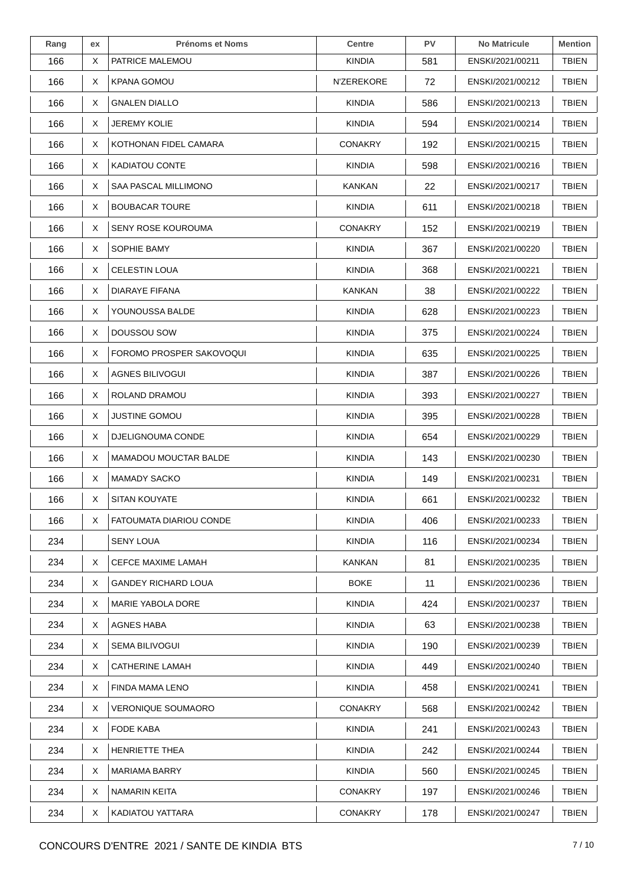| Rang | ex | Prénoms et Noms | Centre | PV | No Matricule | Mention |
|---|---|---|---|---|---|---|
| 166 | X | PATRICE MALEMOU | KINDIA | 581 | ENSKI/2021/00211 | TBIEN |
| 166 | X | KPANA GOMOU | N'ZEREKORE | 72 | ENSKI/2021/00212 | TBIEN |
| 166 | X | GNALEN DIALLO | KINDIA | 586 | ENSKI/2021/00213 | TBIEN |
| 166 | X | JEREMY KOLIE | KINDIA | 594 | ENSKI/2021/00214 | TBIEN |
| 166 | X | KOTHONAN FIDEL CAMARA | CONAKRY | 192 | ENSKI/2021/00215 | TBIEN |
| 166 | X | KADIATOU CONTE | KINDIA | 598 | ENSKI/2021/00216 | TBIEN |
| 166 | X | SAA PASCAL MILLIMONO | KANKAN | 22 | ENSKI/2021/00217 | TBIEN |
| 166 | X | BOUBACAR TOURE | KINDIA | 611 | ENSKI/2021/00218 | TBIEN |
| 166 | X | SENY ROSE KOUROUMA | CONAKRY | 152 | ENSKI/2021/00219 | TBIEN |
| 166 | X | SOPHIE BAMY | KINDIA | 367 | ENSKI/2021/00220 | TBIEN |
| 166 | X | CELESTIN LOUA | KINDIA | 368 | ENSKI/2021/00221 | TBIEN |
| 166 | X | DIARAYE FIFANA | KANKAN | 38 | ENSKI/2021/00222 | TBIEN |
| 166 | X | YOUNOUSSA BALDE | KINDIA | 628 | ENSKI/2021/00223 | TBIEN |
| 166 | X | DOUSSOU SOW | KINDIA | 375 | ENSKI/2021/00224 | TBIEN |
| 166 | X | FOROMO PROSPER SAKOVOQUI | KINDIA | 635 | ENSKI/2021/00225 | TBIEN |
| 166 | X | AGNES BILIVOGUI | KINDIA | 387 | ENSKI/2021/00226 | TBIEN |
| 166 | X | ROLAND DRAMOU | KINDIA | 393 | ENSKI/2021/00227 | TBIEN |
| 166 | X | JUSTINE GOMOU | KINDIA | 395 | ENSKI/2021/00228 | TBIEN |
| 166 | X | DJELIGNOUMA CONDE | KINDIA | 654 | ENSKI/2021/00229 | TBIEN |
| 166 | X | MAMADOU MOUCTAR BALDE | KINDIA | 143 | ENSKI/2021/00230 | TBIEN |
| 166 | X | MAMADY SACKO | KINDIA | 149 | ENSKI/2021/00231 | TBIEN |
| 166 | X | SITAN KOUYATE | KINDIA | 661 | ENSKI/2021/00232 | TBIEN |
| 166 | X | FATOUMATA DIARIOU CONDE | KINDIA | 406 | ENSKI/2021/00233 | TBIEN |
| 234 | | SENY LOUA | KINDIA | 116 | ENSKI/2021/00234 | TBIEN |
| 234 | X | CEFCE MAXIME LAMAH | KANKAN | 81 | ENSKI/2021/00235 | TBIEN |
| 234 | X | GANDEY RICHARD LOUA | BOKE | 11 | ENSKI/2021/00236 | TBIEN |
| 234 | X | MARIE YABOLA DORE | KINDIA | 424 | ENSKI/2021/00237 | TBIEN |
| 234 | X | AGNES HABA | KINDIA | 63 | ENSKI/2021/00238 | TBIEN |
| 234 | X | SEMA BILIVOGUI | KINDIA | 190 | ENSKI/2021/00239 | TBIEN |
| 234 | X | CATHERINE LAMAH | KINDIA | 449 | ENSKI/2021/00240 | TBIEN |
| 234 | X | FINDA MAMA LENO | KINDIA | 458 | ENSKI/2021/00241 | TBIEN |
| 234 | X | VERONIQUE SOUMAORO | CONAKRY | 568 | ENSKI/2021/00242 | TBIEN |
| 234 | X | FODE KABA | KINDIA | 241 | ENSKI/2021/00243 | TBIEN |
| 234 | X | HENRIETTE THEA | KINDIA | 242 | ENSKI/2021/00244 | TBIEN |
| 234 | X | MARIAMA BARRY | KINDIA | 560 | ENSKI/2021/00245 | TBIEN |
| 234 | X | NAMARIN KEITA | CONAKRY | 197 | ENSKI/2021/00246 | TBIEN |
| 234 | X | KADIATOU YATTARA | CONAKRY | 178 | ENSKI/2021/00247 | TBIEN |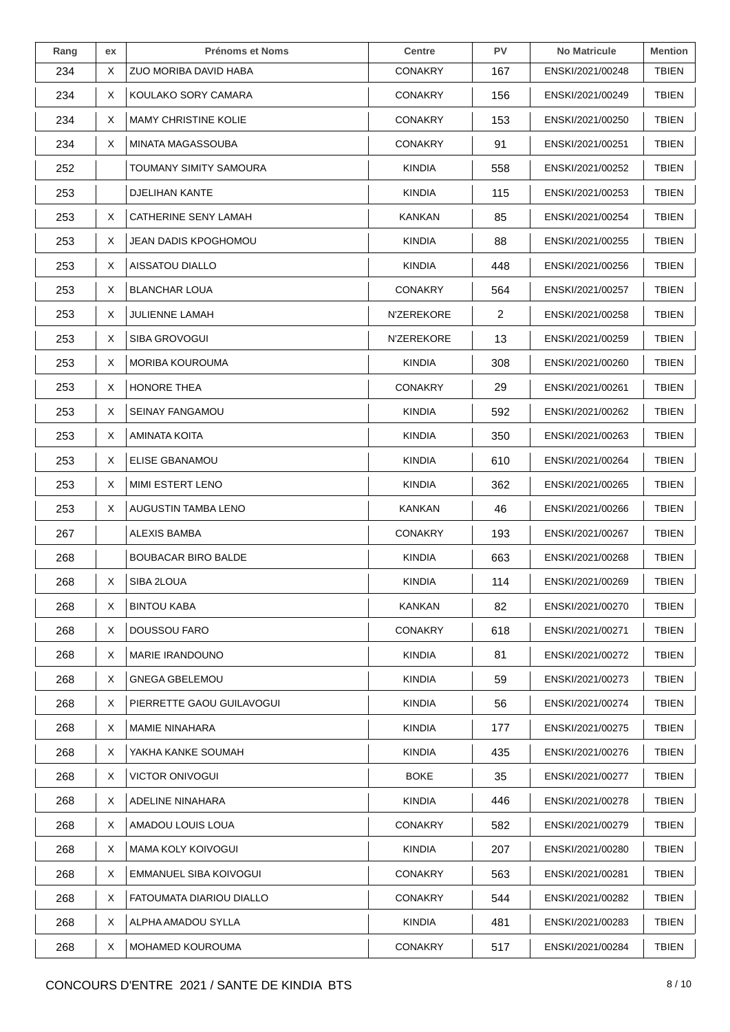| Rang | ex | Prénoms et Noms | Centre | PV | No Matricule | Mention |
|---|---|---|---|---|---|---|
| 234 | X | ZUO MORIBA DAVID HABA | CONAKRY | 167 | ENSKI/2021/00248 | TBIEN |
| 234 | X | KOULAKO SORY CAMARA | CONAKRY | 156 | ENSKI/2021/00249 | TBIEN |
| 234 | X | MAMY CHRISTINE KOLIE | CONAKRY | 153 | ENSKI/2021/00250 | TBIEN |
| 234 | X | MINATA MAGASSOUBA | CONAKRY | 91 | ENSKI/2021/00251 | TBIEN |
| 252 | | TOUMANY SIMITY SAMOURA | KINDIA | 558 | ENSKI/2021/00252 | TBIEN |
| 253 | | DJELIHAN KANTE | KINDIA | 115 | ENSKI/2021/00253 | TBIEN |
| 253 | X | CATHERINE SENY LAMAH | KANKAN | 85 | ENSKI/2021/00254 | TBIEN |
| 253 | X | JEAN DADIS KPOGHOMOU | KINDIA | 88 | ENSKI/2021/00255 | TBIEN |
| 253 | X | AISSATOU DIALLO | KINDIA | 448 | ENSKI/2021/00256 | TBIEN |
| 253 | X | BLANCHAR LOUA | CONAKRY | 564 | ENSKI/2021/00257 | TBIEN |
| 253 | X | JULIENNE LAMAH | N'ZEREKORE | 2 | ENSKI/2021/00258 | TBIEN |
| 253 | X | SIBA GROVOGUI | N'ZEREKORE | 13 | ENSKI/2021/00259 | TBIEN |
| 253 | X | MORIBA KOUROUMA | KINDIA | 308 | ENSKI/2021/00260 | TBIEN |
| 253 | X | HONORE THEA | CONAKRY | 29 | ENSKI/2021/00261 | TBIEN |
| 253 | X | SEINAY FANGAMOU | KINDIA | 592 | ENSKI/2021/00262 | TBIEN |
| 253 | X | AMINATA KOITA | KINDIA | 350 | ENSKI/2021/00263 | TBIEN |
| 253 | X | ELISE GBANAMOU | KINDIA | 610 | ENSKI/2021/00264 | TBIEN |
| 253 | X | MIMI ESTERT LENO | KINDIA | 362 | ENSKI/2021/00265 | TBIEN |
| 253 | X | AUGUSTIN TAMBA LENO | KANKAN | 46 | ENSKI/2021/00266 | TBIEN |
| 267 | | ALEXIS BAMBA | CONAKRY | 193 | ENSKI/2021/00267 | TBIEN |
| 268 | | BOUBACAR BIRO BALDE | KINDIA | 663 | ENSKI/2021/00268 | TBIEN |
| 268 | X | SIBA 2LOUA | KINDIA | 114 | ENSKI/2021/00269 | TBIEN |
| 268 | X | BINTOU KABA | KANKAN | 82 | ENSKI/2021/00270 | TBIEN |
| 268 | X | DOUSSOU FARO | CONAKRY | 618 | ENSKI/2021/00271 | TBIEN |
| 268 | X | MARIE IRANDOUNO | KINDIA | 81 | ENSKI/2021/00272 | TBIEN |
| 268 | X | GNEGA GBELEMOU | KINDIA | 59 | ENSKI/2021/00273 | TBIEN |
| 268 | X | PIERRETTE GAOU GUILAVOGUI | KINDIA | 56 | ENSKI/2021/00274 | TBIEN |
| 268 | X | MAMIE NINAHARA | KINDIA | 177 | ENSKI/2021/00275 | TBIEN |
| 268 | X | YAKHA KANKE SOUMAH | KINDIA | 435 | ENSKI/2021/00276 | TBIEN |
| 268 | X | VICTOR ONIVOGUI | BOKE | 35 | ENSKI/2021/00277 | TBIEN |
| 268 | X | ADELINE NINAHARA | KINDIA | 446 | ENSKI/2021/00278 | TBIEN |
| 268 | X | AMADOU LOUIS LOUA | CONAKRY | 582 | ENSKI/2021/00279 | TBIEN |
| 268 | X | MAMA KOLY KOIVOGUI | KINDIA | 207 | ENSKI/2021/00280 | TBIEN |
| 268 | X | EMMANUEL SIBA KOIVOGUI | CONAKRY | 563 | ENSKI/2021/00281 | TBIEN |
| 268 | X | FATOUMATA DIARIOU DIALLO | CONAKRY | 544 | ENSKI/2021/00282 | TBIEN |
| 268 | X | ALPHA AMADOU SYLLA | KINDIA | 481 | ENSKI/2021/00283 | TBIEN |
| 268 | X | MOHAMED KOUROUMA | CONAKRY | 517 | ENSKI/2021/00284 | TBIEN |

CONCOURS D'ENTRE 2021 / SANTE DE KINDIA BTS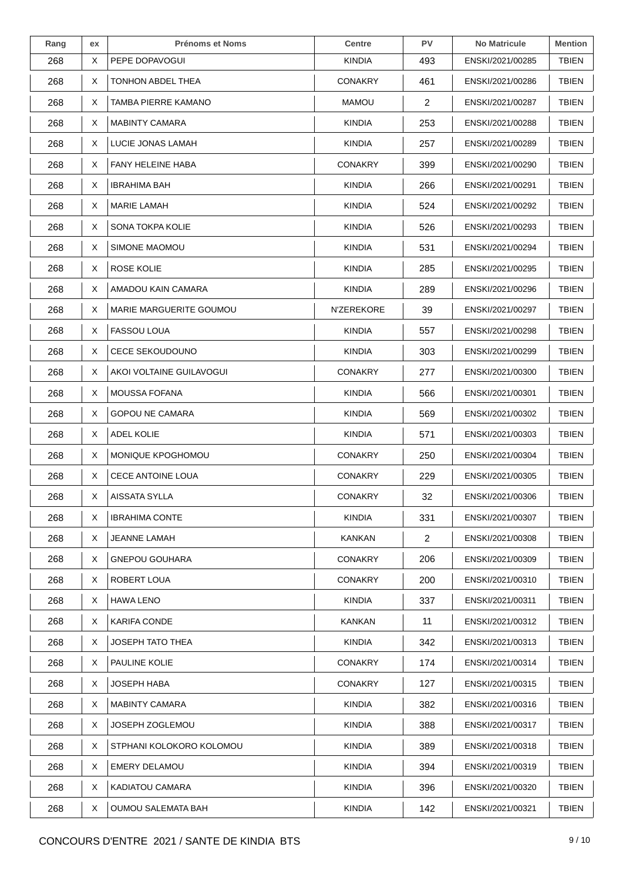| Rang | ex | Prénoms et Noms | Centre | PV | No Matricule | Mention |
|---|---|---|---|---|---|---|
| 268 | X | PEPE DOPAVOGUI | KINDIA | 493 | ENSKI/2021/00285 | TBIEN |
| 268 | X | TONHON ABDEL THEA | CONAKRY | 461 | ENSKI/2021/00286 | TBIEN |
| 268 | X | TAMBA PIERRE KAMANO | MAMOU | 2 | ENSKI/2021/00287 | TBIEN |
| 268 | X | MABINTY CAMARA | KINDIA | 253 | ENSKI/2021/00288 | TBIEN |
| 268 | X | LUCIE JONAS LAMAH | KINDIA | 257 | ENSKI/2021/00289 | TBIEN |
| 268 | X | FANY HELEINE HABA | CONAKRY | 399 | ENSKI/2021/00290 | TBIEN |
| 268 | X | IBRAHIMA BAH | KINDIA | 266 | ENSKI/2021/00291 | TBIEN |
| 268 | X | MARIE LAMAH | KINDIA | 524 | ENSKI/2021/00292 | TBIEN |
| 268 | X | SONA TOKPA KOLIE | KINDIA | 526 | ENSKI/2021/00293 | TBIEN |
| 268 | X | SIMONE MAOMOU | KINDIA | 531 | ENSKI/2021/00294 | TBIEN |
| 268 | X | ROSE KOLIE | KINDIA | 285 | ENSKI/2021/00295 | TBIEN |
| 268 | X | AMADOU KAIN CAMARA | KINDIA | 289 | ENSKI/2021/00296 | TBIEN |
| 268 | X | MARIE MARGUERITE GOUMOU | N'ZEREKORE | 39 | ENSKI/2021/00297 | TBIEN |
| 268 | X | FASSOU LOUA | KINDIA | 557 | ENSKI/2021/00298 | TBIEN |
| 268 | X | CECE SEKOUDOUNO | KINDIA | 303 | ENSKI/2021/00299 | TBIEN |
| 268 | X | AKOI VOLTAINE GUILAVOGUI | CONAKRY | 277 | ENSKI/2021/00300 | TBIEN |
| 268 | X | MOUSSA FOFANA | KINDIA | 566 | ENSKI/2021/00301 | TBIEN |
| 268 | X | GOPOU NE CAMARA | KINDIA | 569 | ENSKI/2021/00302 | TBIEN |
| 268 | X | ADEL KOLIE | KINDIA | 571 | ENSKI/2021/00303 | TBIEN |
| 268 | X | MONIQUE KPOGHOMOU | CONAKRY | 250 | ENSKI/2021/00304 | TBIEN |
| 268 | X | CECE ANTOINE LOUA | CONAKRY | 229 | ENSKI/2021/00305 | TBIEN |
| 268 | X | AISSATA SYLLA | CONAKRY | 32 | ENSKI/2021/00306 | TBIEN |
| 268 | X | IBRAHIMA CONTE | KINDIA | 331 | ENSKI/2021/00307 | TBIEN |
| 268 | X | JEANNE LAMAH | KANKAN | 2 | ENSKI/2021/00308 | TBIEN |
| 268 | X | GNEPOU GOUHARA | CONAKRY | 206 | ENSKI/2021/00309 | TBIEN |
| 268 | X | ROBERT LOUA | CONAKRY | 200 | ENSKI/2021/00310 | TBIEN |
| 268 | X | HAWA LENO | KINDIA | 337 | ENSKI/2021/00311 | TBIEN |
| 268 | X | KARIFA CONDE | KANKAN | 11 | ENSKI/2021/00312 | TBIEN |
| 268 | X | JOSEPH TATO THEA | KINDIA | 342 | ENSKI/2021/00313 | TBIEN |
| 268 | X | PAULINE KOLIE | CONAKRY | 174 | ENSKI/2021/00314 | TBIEN |
| 268 | X | JOSEPH HABA | CONAKRY | 127 | ENSKI/2021/00315 | TBIEN |
| 268 | X | MABINTY CAMARA | KINDIA | 382 | ENSKI/2021/00316 | TBIEN |
| 268 | X | JOSEPH ZOGLEMOU | KINDIA | 388 | ENSKI/2021/00317 | TBIEN |
| 268 | X | STPHANI KOLOKORO KOLOMOU | KINDIA | 389 | ENSKI/2021/00318 | TBIEN |
| 268 | X | EMERY DELAMOU | KINDIA | 394 | ENSKI/2021/00319 | TBIEN |
| 268 | X | KADIATOU CAMARA | KINDIA | 396 | ENSKI/2021/00320 | TBIEN |
| 268 | X | OUMOU SALEMATA BAH | KINDIA | 142 | ENSKI/2021/00321 | TBIEN |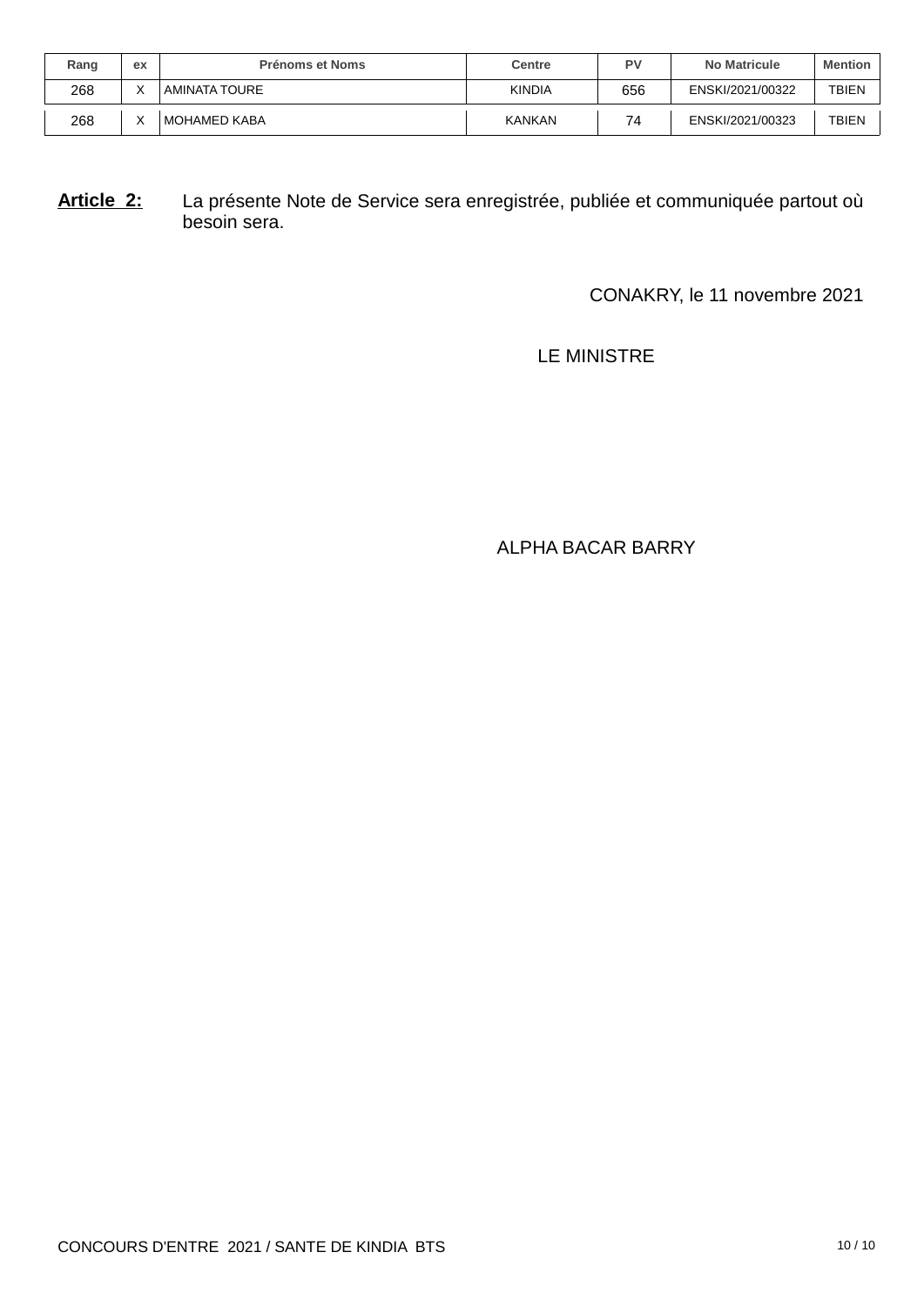| Rang | ex | Prénoms et Noms | Centre | PV | No Matricule | Mention |
|---|---|---|---|---|---|---|
| 268 | X | AMINATA TOURE | KINDIA | 656 | ENSKI/2021/00322 | TBIEN |
| 268 | X | MOHAMED KABA | KANKAN | 74 | ENSKI/2021/00323 | TBIEN |

**Article 2:** La présente Note de Service sera enregistrée, publiée et communiquée partout où besoin sera.

CONAKRY, le 11 novembre 2021

LE MINISTRE

ALPHA BACAR BARRY